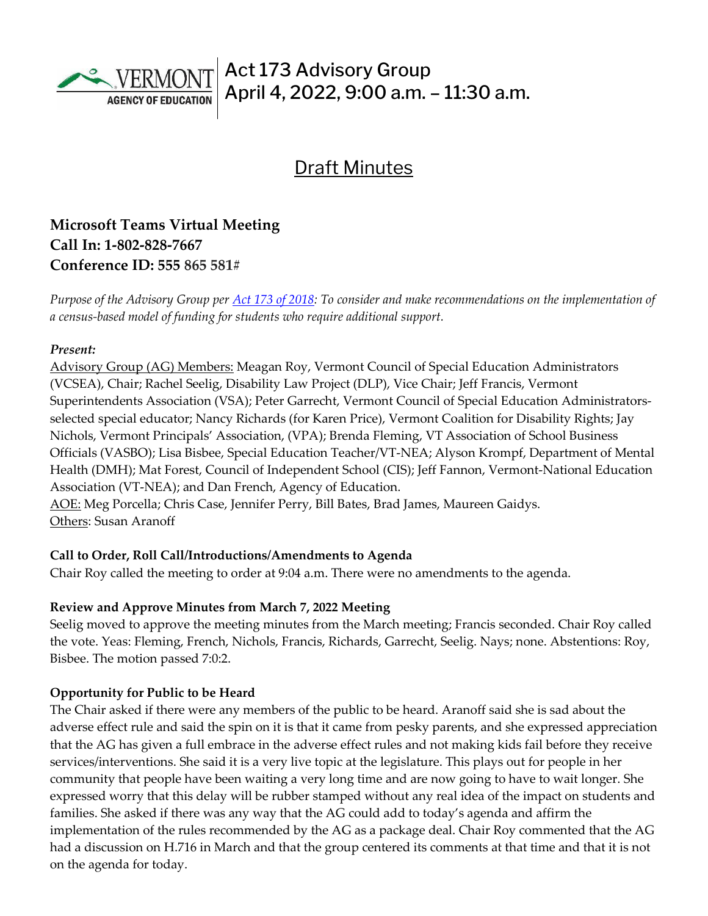# Act 173 Advisory Group
## April 4, 2022, 9:00 a.m. – 11:30 a.m.

## Draft Minutes

**Microsoft Teams Virtual Meeting**
**Call In: 1-802-828-7667**
**Conference ID: 555 865 581#**

*Purpose of the Advisory Group per [Act 173 of 2018](): To consider and make recommendations on the implementation of a census-based model of funding for students who require additional support.*

***Present:***

Advisory Group (AG) Members: Meagan Roy, Vermont Council of Special Education Administrators (VCSEA), Chair; Rachel Seelig, Disability Law Project (DLP), Vice Chair; Jeff Francis, Vermont Superintendents Association (VSA); Peter Garrecht, Vermont Council of Special Education Administrators-selected special educator; Nancy Richards (for Karen Price), Vermont Coalition for Disability Rights; Jay Nichols, Vermont Principals' Association, (VPA); Brenda Fleming, VT Association of School Business Officials (VASBO); Lisa Bisbee, Special Education Teacher/VT-NEA; Alyson Krompf, Department of Mental Health (DMH); Mat Forest, Council of Independent School (CIS); Jeff Fannon, Vermont-National Education Association (VT-NEA); and Dan French, Agency of Education.

AOE: Meg Porcella; Chris Case, Jennifer Perry, Bill Bates, Brad James, Maureen Gaidys.

Others: Susan Aranoff

**Call to Order, Roll Call/Introductions/Amendments to Agenda**

Chair Roy called the meeting to order at 9:04 a.m. There were no amendments to the agenda.

**Review and Approve Minutes from March 7, 2022 Meeting**

Seelig moved to approve the meeting minutes from the March meeting; Francis seconded. Chair Roy called the vote. Yeas: Fleming, French, Nichols, Francis, Richards, Garrecht, Seelig. Nays; none. Abstentions: Roy, Bisbee. The motion passed 7:0:2.

**Opportunity for Public to be Heard**

The Chair asked if there were any members of the public to be heard. Aranoff said she is sad about the adverse effect rule and said the spin on it is that it came from pesky parents, and she expressed appreciation that the AG has given a full embrace in the adverse effect rules and not making kids fail before they receive services/interventions. She said it is a very live topic at the legislature. This plays out for people in her community that people have been waiting a very long time and are now going to have to wait longer. She expressed worry that this delay will be rubber stamped without any real idea of the impact on students and families. She asked if there was any way that the AG could add to today's agenda and affirm the implementation of the rules recommended by the AG as a package deal. Chair Roy commented that the AG had a discussion on H.716 in March and that the group centered its comments at that time and that it is not on the agenda for today.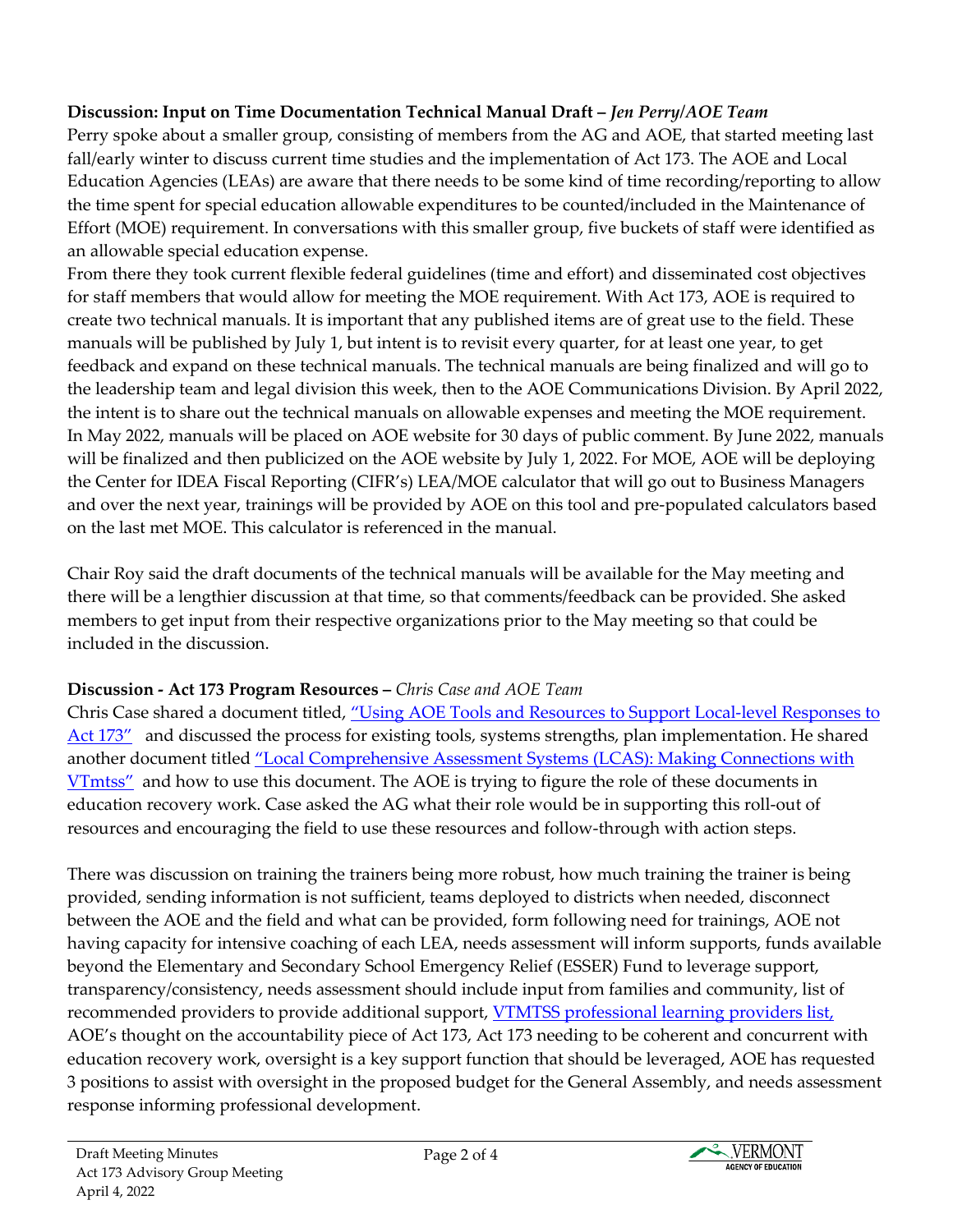**Discussion: Input on Time Documentation Technical Manual Draft –** ***Jen Perry/AOE Team***

Perry spoke about a smaller group, consisting of members from the AG and AOE, that started meeting last fall/early winter to discuss current time studies and the implementation of Act 173. The AOE and Local Education Agencies (LEAs) are aware that there needs to be some kind of time recording/reporting to allow the time spent for special education allowable expenditures to be counted/included in the Maintenance of Effort (MOE) requirement. In conversations with this smaller group, five buckets of staff were identified as an allowable special education expense.

From there they took current flexible federal guidelines (time and effort) and disseminated cost objectives for staff members that would allow for meeting the MOE requirement. With Act 173, AOE is required to create two technical manuals. It is important that any published items are of great use to the field. These manuals will be published by July 1, but intent is to revisit every quarter, for at least one year, to get feedback and expand on these technical manuals. The technical manuals are being finalized and will go to the leadership team and legal division this week, then to the AOE Communications Division. By April 2022, the intent is to share out the technical manuals on allowable expenses and meeting the MOE requirement. In May 2022, manuals will be placed on AOE website for 30 days of public comment. By June 2022, manuals will be finalized and then publicized on the AOE website by July 1, 2022. For MOE, AOE will be deploying the Center for IDEA Fiscal Reporting (CIFR's) LEA/MOE calculator that will go out to Business Managers and over the next year, trainings will be provided by AOE on this tool and pre-populated calculators based on the last met MOE. This calculator is referenced in the manual.

Chair Roy said the draft documents of the technical manuals will be available for the May meeting and there will be a lengthier discussion at that time, so that comments/feedback can be provided. She asked members to get input from their respective organizations prior to the May meeting so that could be included in the discussion.

**Discussion - Act 173 Program Resources –** *Chris Case and AOE Team*

Chris Case shared a document titled, "Using AOE Tools and Resources to Support Local-level Responses to Act 173" and discussed the process for existing tools, systems strengths, plan implementation. He shared another document titled "Local Comprehensive Assessment Systems (LCAS): Making Connections with VTmtss" and how to use this document. The AOE is trying to figure the role of these documents in education recovery work. Case asked the AG what their role would be in supporting this roll-out of resources and encouraging the field to use these resources and follow-through with action steps.

There was discussion on training the trainers being more robust, how much training the trainer is being provided, sending information is not sufficient, teams deployed to districts when needed, disconnect between the AOE and the field and what can be provided, form following need for trainings, AOE not having capacity for intensive coaching of each LEA, needs assessment will inform supports, funds available beyond the Elementary and Secondary School Emergency Relief (ESSER) Fund to leverage support, transparency/consistency, needs assessment should include input from families and community, list of recommended providers to provide additional support, VTMTSS professional learning providers list, AOE's thought on the accountability piece of Act 173, Act 173 needing to be coherent and concurrent with education recovery work, oversight is a key support function that should be leveraged, AOE has requested 3 positions to assist with oversight in the proposed budget for the General Assembly, and needs assessment response informing professional development.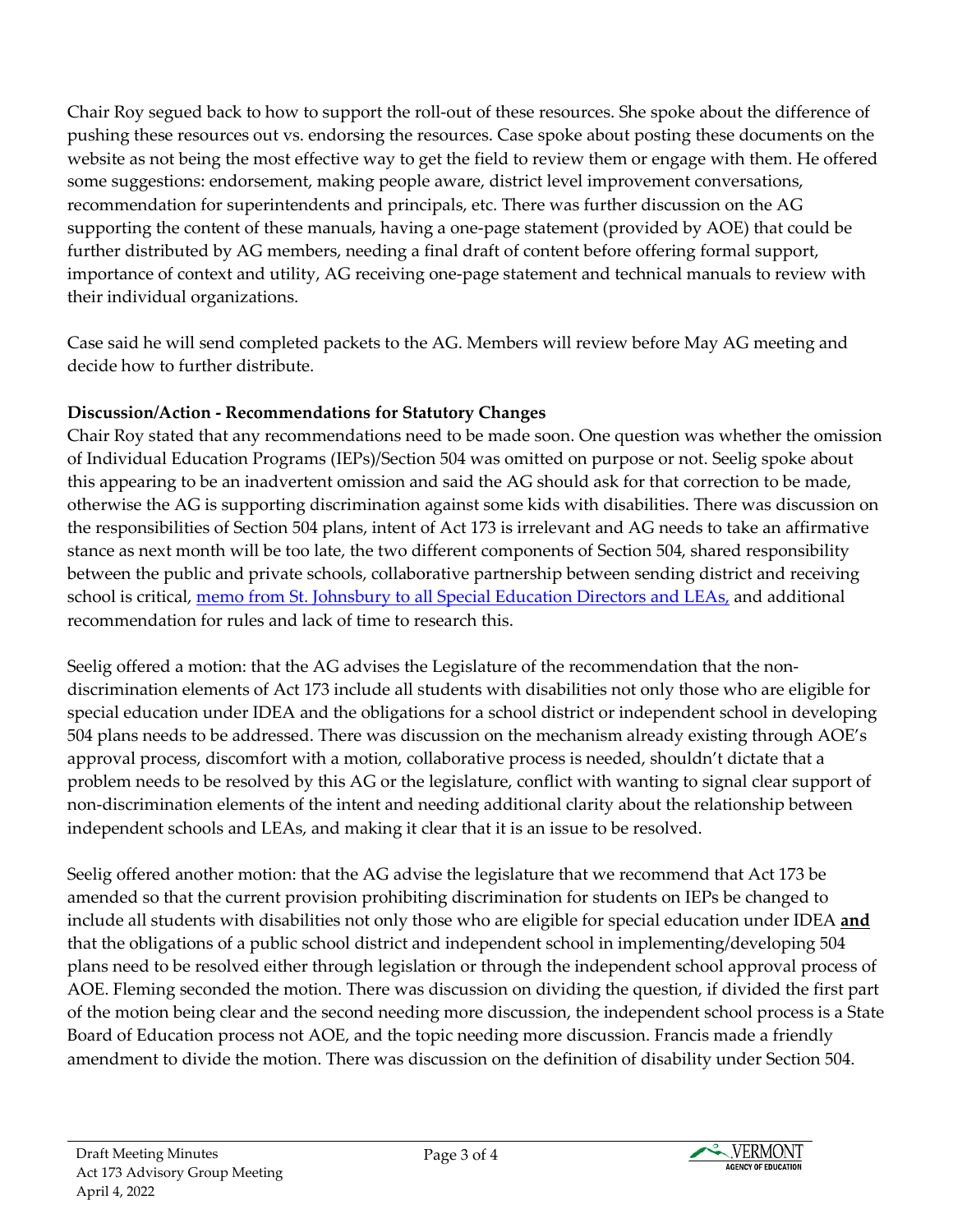Chair Roy segued back to how to support the roll-out of these resources. She spoke about the difference of pushing these resources out vs. endorsing the resources. Case spoke about posting these documents on the website as not being the most effective way to get the field to review them or engage with them. He offered some suggestions: endorsement, making people aware, district level improvement conversations, recommendation for superintendents and principals, etc. There was further discussion on the AG supporting the content of these manuals, having a one-page statement (provided by AOE) that could be further distributed by AG members, needing a final draft of content before offering formal support, importance of context and utility, AG receiving one-page statement and technical manuals to review with their individual organizations.

Case said he will send completed packets to the AG. Members will review before May AG meeting and decide how to further distribute.

**Discussion/Action - Recommendations for Statutory Changes**

Chair Roy stated that any recommendations need to be made soon. One question was whether the omission of Individual Education Programs (IEPs)/Section 504 was omitted on purpose or not. Seelig spoke about this appearing to be an inadvertent omission and said the AG should ask for that correction to be made, otherwise the AG is supporting discrimination against some kids with disabilities. There was discussion on the responsibilities of Section 504 plans, intent of Act 173 is irrelevant and AG needs to take an affirmative stance as next month will be too late, the two different components of Section 504, shared responsibility between the public and private schools, collaborative partnership between sending district and receiving school is critical, memo from St. Johnsbury to all Special Education Directors and LEAs, and additional recommendation for rules and lack of time to research this.

Seelig offered a motion: that the AG advises the Legislature of the recommendation that the non-discrimination elements of Act 173 include all students with disabilities not only those who are eligible for special education under IDEA and the obligations for a school district or independent school in developing 504 plans needs to be addressed. There was discussion on the mechanism already existing through AOE's approval process, discomfort with a motion, collaborative process is needed, shouldn't dictate that a problem needs to be resolved by this AG or the legislature, conflict with wanting to signal clear support of non-discrimination elements of the intent and needing additional clarity about the relationship between independent schools and LEAs, and making it clear that it is an issue to be resolved.

Seelig offered another motion: that the AG advise the legislature that we recommend that Act 173 be amended so that the current provision prohibiting discrimination for students on IEPs be changed to include all students with disabilities not only those who are eligible for special education under IDEA **and** that the obligations of a public school district and independent school in implementing/developing 504 plans need to be resolved either through legislation or through the independent school approval process of AOE. Fleming seconded the motion. There was discussion on dividing the question, if divided the first part of the motion being clear and the second needing more discussion, the independent school process is a State Board of Education process not AOE, and the topic needing more discussion. Francis made a friendly amendment to divide the motion. There was discussion on the definition of disability under Section 504.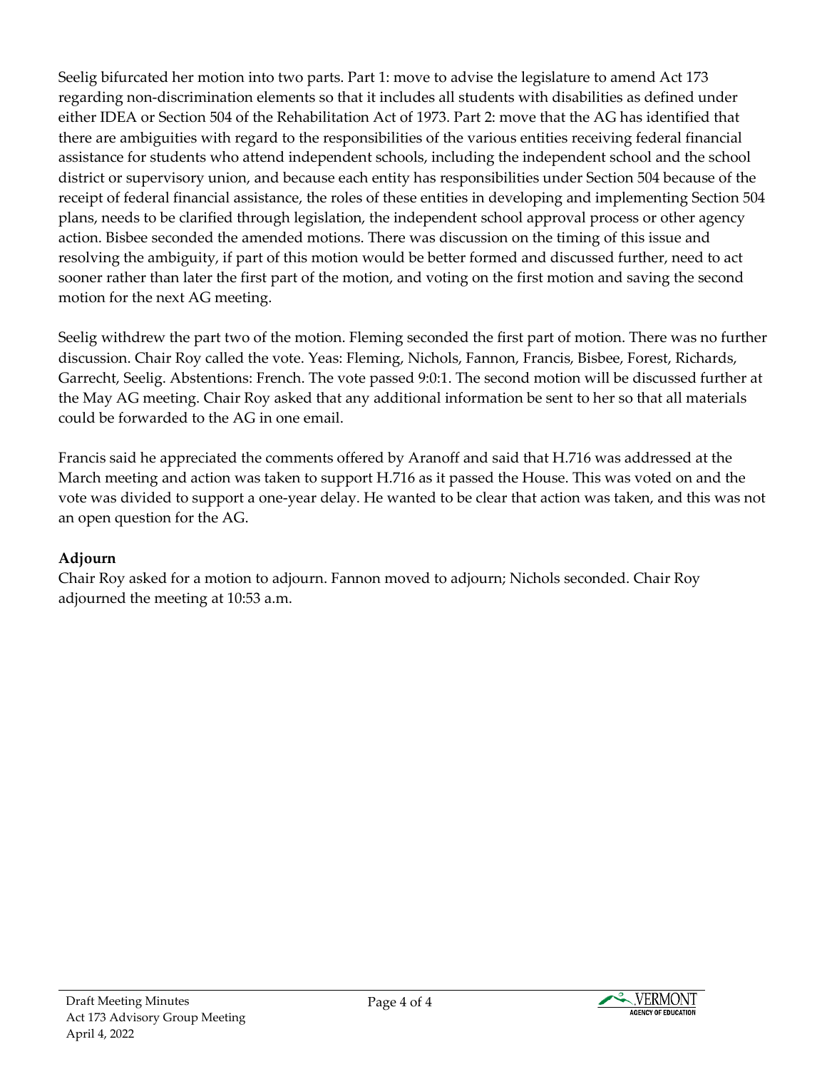Seelig bifurcated her motion into two parts. Part 1: move to advise the legislature to amend Act 173 regarding non-discrimination elements so that it includes all students with disabilities as defined under either IDEA or Section 504 of the Rehabilitation Act of 1973. Part 2: move that the AG has identified that there are ambiguities with regard to the responsibilities of the various entities receiving federal financial assistance for students who attend independent schools, including the independent school and the school district or supervisory union, and because each entity has responsibilities under Section 504 because of the receipt of federal financial assistance, the roles of these entities in developing and implementing Section 504 plans, needs to be clarified through legislation, the independent school approval process or other agency action. Bisbee seconded the amended motions. There was discussion on the timing of this issue and resolving the ambiguity, if part of this motion would be better formed and discussed further, need to act sooner rather than later the first part of the motion, and voting on the first motion and saving the second motion for the next AG meeting.

Seelig withdrew the part two of the motion. Fleming seconded the first part of motion. There was no further discussion. Chair Roy called the vote. Yeas: Fleming, Nichols, Fannon, Francis, Bisbee, Forest, Richards, Garrecht, Seelig. Abstentions: French. The vote passed 9:0:1. The second motion will be discussed further at the May AG meeting. Chair Roy asked that any additional information be sent to her so that all materials could be forwarded to the AG in one email.

Francis said he appreciated the comments offered by Aranoff and said that H.716 was addressed at the March meeting and action was taken to support H.716 as it passed the House. This was voted on and the vote was divided to support a one-year delay. He wanted to be clear that action was taken, and this was not an open question for the AG.

**Adjourn**

Chair Roy asked for a motion to adjourn. Fannon moved to adjourn; Nichols seconded. Chair Roy adjourned the meeting at 10:53 a.m.